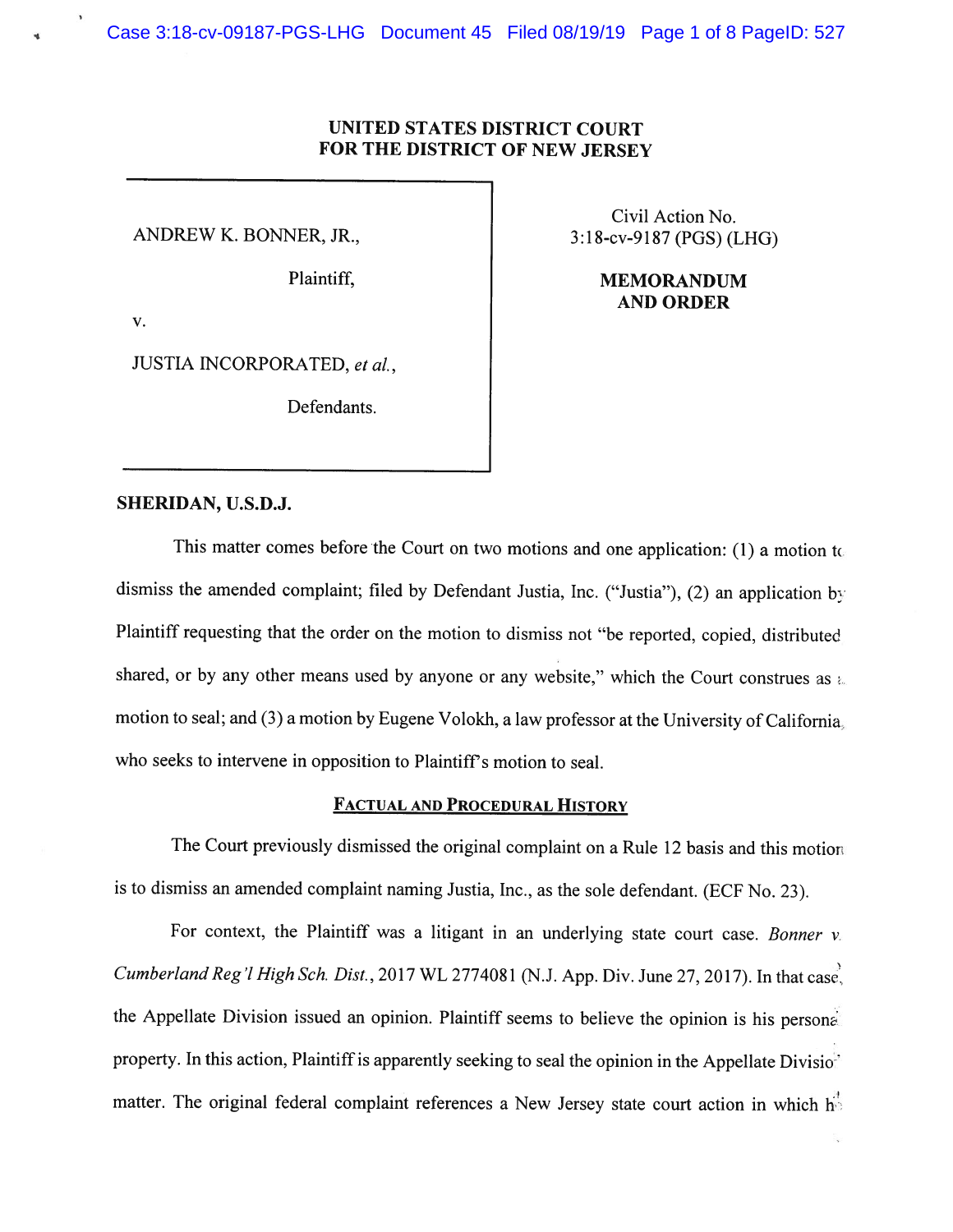# UNITED STATES DISTRICT COURT
# FOR THE DISTRICT OF NEW JERSEY

ANDREW K. BONNER, JR.,

Plaintiff,

v.

JUSTIA INCORPORATED, *et al.*,

Defendants.

Civil Action No.
3:18-cv-9187 (PGS) (LHG)

**MEMORANDUM AND ORDER**

**SHERIDAN, U.S.D.J.**

This matter comes before the Court on two motions and one application: (1) a motion to dismiss the amended complaint; filed by Defendant Justia, Inc. ("Justia"), (2) an application by Plaintiff requesting that the order on the motion to dismiss not "be reported, copied, distributed shared, or by any other means used by anyone or any website," which the Court construes as a motion to seal; and (3) a motion by Eugene Volokh, a law professor at the University of California, who seeks to intervene in opposition to Plaintiff's motion to seal.

## FACTUAL AND PROCEDURAL HISTORY

The Court previously dismissed the original complaint on a Rule 12 basis and this motion is to dismiss an amended complaint naming Justia, Inc., as the sole defendant. (ECF No. 23).

For context, the Plaintiff was a litigant in an underlying state court case. *Bonner v. Cumberland Reg'l High Sch. Dist.*, 2017 WL 2774081 (N.J. App. Div. June 27, 2017). In that case, the Appellate Division issued an opinion. Plaintiff seems to believe the opinion is his personal property. In this action, Plaintiff is apparently seeking to seal the opinion in the Appellate Division matter. The original federal complaint references a New Jersey state court action in which he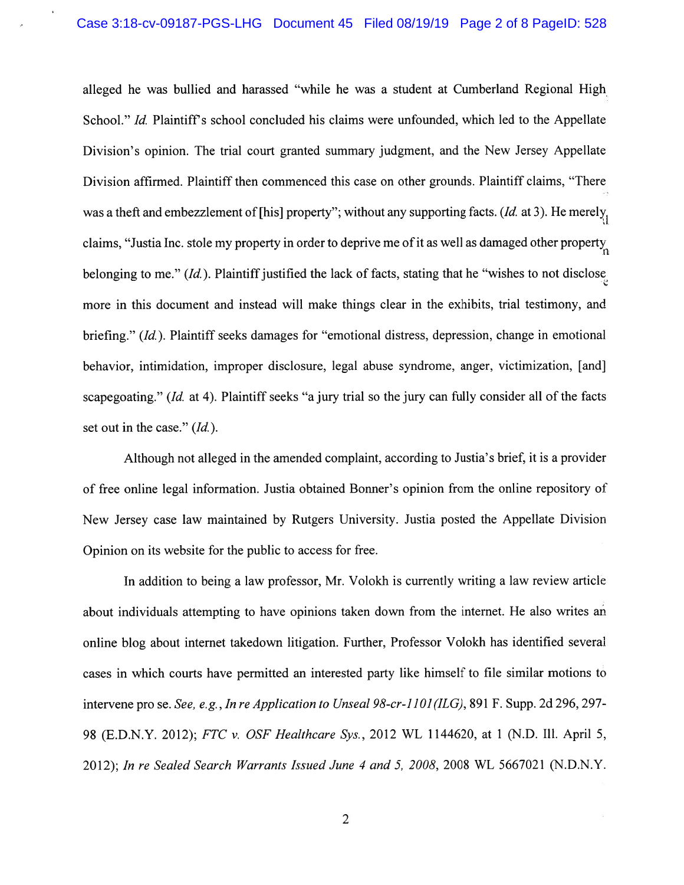alleged he was bullied and harassed "while he was a student at Cumberland Regional High School." *Id.* Plaintiff's school concluded his claims were unfounded, which led to the Appellate Division's opinion. The trial court granted summary judgment, and the New Jersey Appellate Division affirmed. Plaintiff then commenced this case on other grounds. Plaintiff claims, "There was a theft and embezzlement of [his] property"; without any supporting facts. (*Id.* at 3). He merely claims, "Justia Inc. stole my property in order to deprive me of it as well as damaged other property belonging to me." (*Id.*). Plaintiff justified the lack of facts, stating that he "wishes to not disclose more in this document and instead will make things clear in the exhibits, trial testimony, and briefing." (*Id.*). Plaintiff seeks damages for "emotional distress, depression, change in emotional behavior, intimidation, improper disclosure, legal abuse syndrome, anger, victimization, [and] scapegoating." (*Id.* at 4). Plaintiff seeks "a jury trial so the jury can fully consider all of the facts set out in the case." (*Id.*).

Although not alleged in the amended complaint, according to Justia's brief, it is a provider of free online legal information. Justia obtained Bonner's opinion from the online repository of New Jersey case law maintained by Rutgers University. Justia posted the Appellate Division Opinion on its website for the public to access for free.

In addition to being a law professor, Mr. Volokh is currently writing a law review article about individuals attempting to have opinions taken down from the internet. He also writes an online blog about internet takedown litigation. Further, Professor Volokh has identified several cases in which courts have permitted an interested party like himself to file similar motions to intervene pro se. *See, e.g.*, *In re Application to Unseal 98-cr-1101(ILG)*, 891 F. Supp. 2d 296, 297-98 (E.D.N.Y. 2012); *FTC v. OSF Healthcare Sys.*, 2012 WL 1144620, at 1 (N.D. Ill. April 5, 2012); *In re Sealed Search Warrants Issued June 4 and 5, 2008*, 2008 WL 5667021 (N.D.N.Y.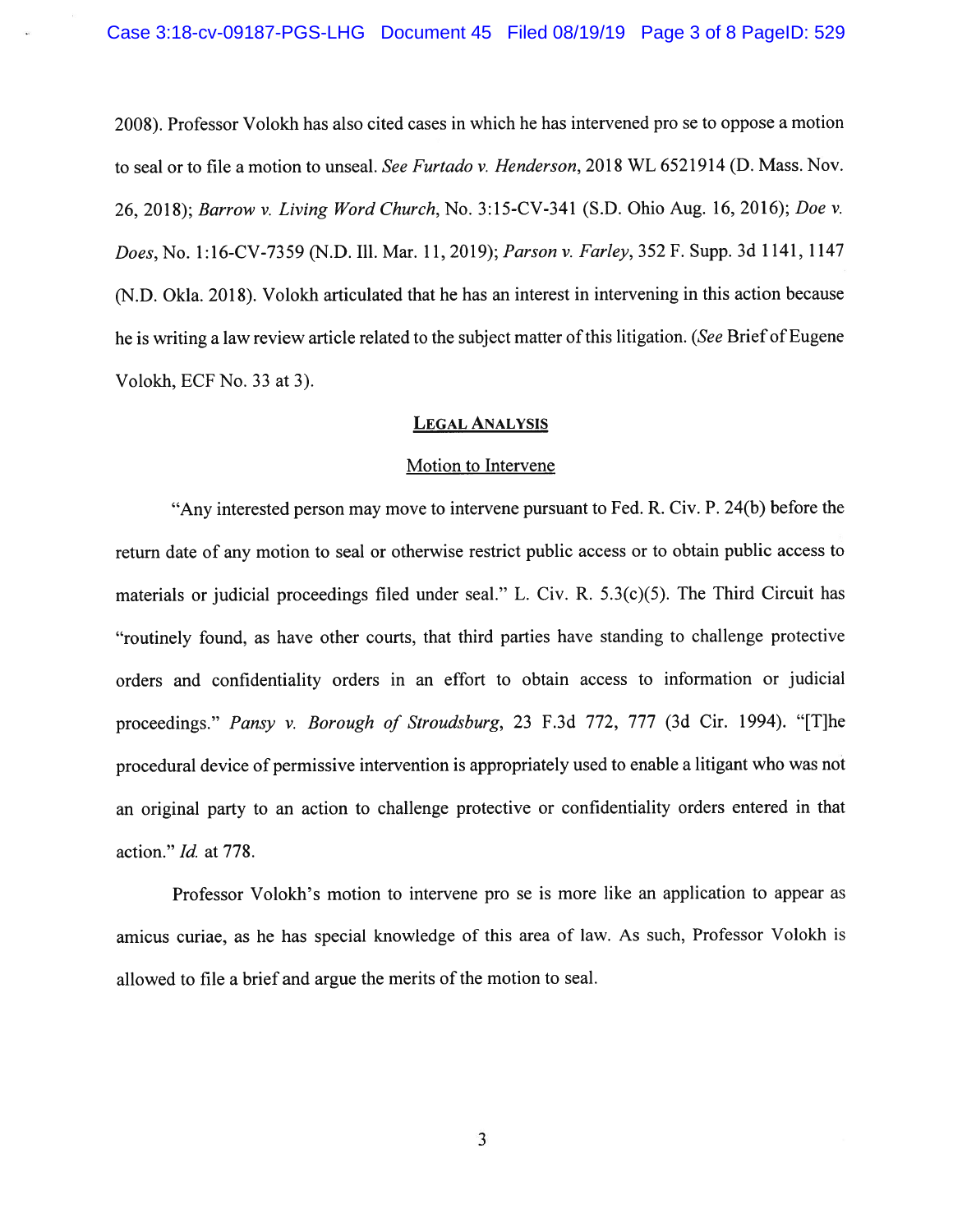2008). Professor Volokh has also cited cases in which he has intervened pro se to oppose a motion to seal or to file a motion to unseal. *See Furtado v. Henderson*, 2018 WL 6521914 (D. Mass. Nov. 26, 2018); *Barrow v. Living Word Church*, No. 3:15-CV-341 (S.D. Ohio Aug. 16, 2016); *Doe v. Does*, No. 1:16-CV-7359 (N.D. Ill. Mar. 11, 2019); *Parson v. Farley*, 352 F. Supp. 3d 1141, 1147 (N.D. Okla. 2018). Volokh articulated that he has an interest in intervening in this action because he is writing a law review article related to the subject matter of this litigation. (*See* Brief of Eugene Volokh, ECF No. 33 at 3).

## LEGAL ANALYSIS

### Motion to Intervene

"Any interested person may move to intervene pursuant to Fed. R. Civ. P. 24(b) before the return date of any motion to seal or otherwise restrict public access or to obtain public access to materials or judicial proceedings filed under seal." L. Civ. R. 5.3(c)(5). The Third Circuit has "routinely found, as have other courts, that third parties have standing to challenge protective orders and confidentiality orders in an effort to obtain access to information or judicial proceedings." *Pansy v. Borough of Stroudsburg*, 23 F.3d 772, 777 (3d Cir. 1994). "[T]he procedural device of permissive intervention is appropriately used to enable a litigant who was not an original party to an action to challenge protective or confidentiality orders entered in that action." *Id.* at 778.

Professor Volokh's motion to intervene pro se is more like an application to appear as amicus curiae, as he has special knowledge of this area of law. As such, Professor Volokh is allowed to file a brief and argue the merits of the motion to seal.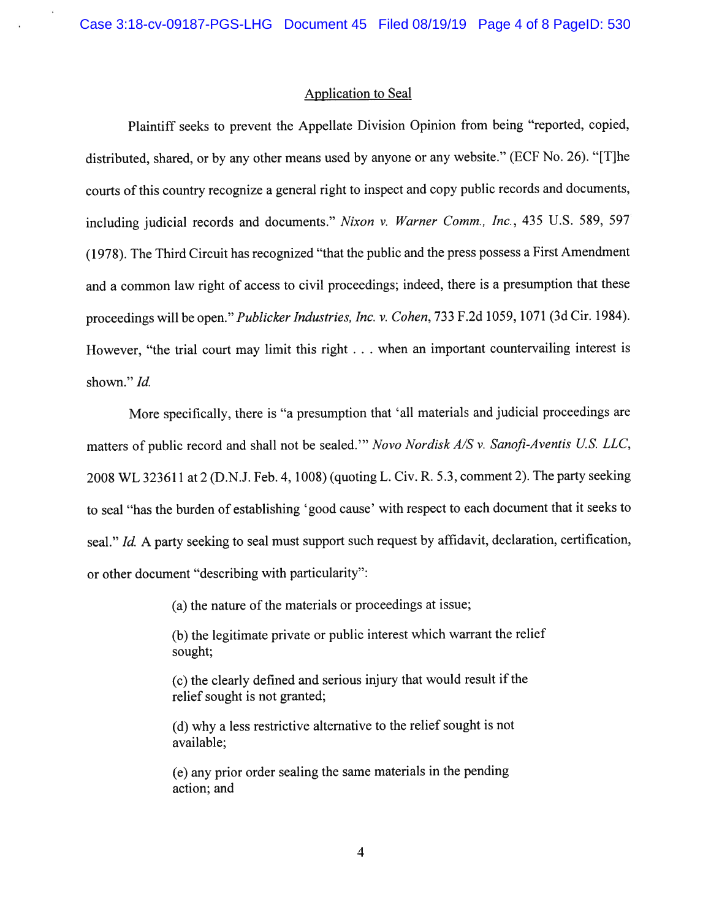## Application to Seal

Plaintiff seeks to prevent the Appellate Division Opinion from being "reported, copied, distributed, shared, or by any other means used by anyone or any website." (ECF No. 26). "[T]he courts of this country recognize a general right to inspect and copy public records and documents, including judicial records and documents." *Nixon v. Warner Comm., Inc.*, 435 U.S. 589, 597 (1978). The Third Circuit has recognized "that the public and the press possess a First Amendment and a common law right of access to civil proceedings; indeed, there is a presumption that these proceedings will be open." *Publicker Industries, Inc. v. Cohen*, 733 F.2d 1059, 1071 (3d Cir. 1984). However, "the trial court may limit this right . . . when an important countervailing interest is shown." *Id.*

More specifically, there is "a presumption that 'all materials and judicial proceedings are matters of public record and shall not be sealed.'" *Novo Nordisk A/S v. Sanofi-Aventis U.S. LLC*, 2008 WL 323611 at 2 (D.N.J. Feb. 4, 1008) (quoting L. Civ. R. 5.3, comment 2). The party seeking to seal "has the burden of establishing 'good cause' with respect to each document that it seeks to seal." *Id.* A party seeking to seal must support such request by affidavit, declaration, certification, or other document "describing with particularity":

> (a) the nature of the materials or proceedings at issue;
>
> (b) the legitimate private or public interest which warrant the relief sought;
>
> (c) the clearly defined and serious injury that would result if the relief sought is not granted;
>
> (d) why a less restrictive alternative to the relief sought is not available;
>
> (e) any prior order sealing the same materials in the pending action; and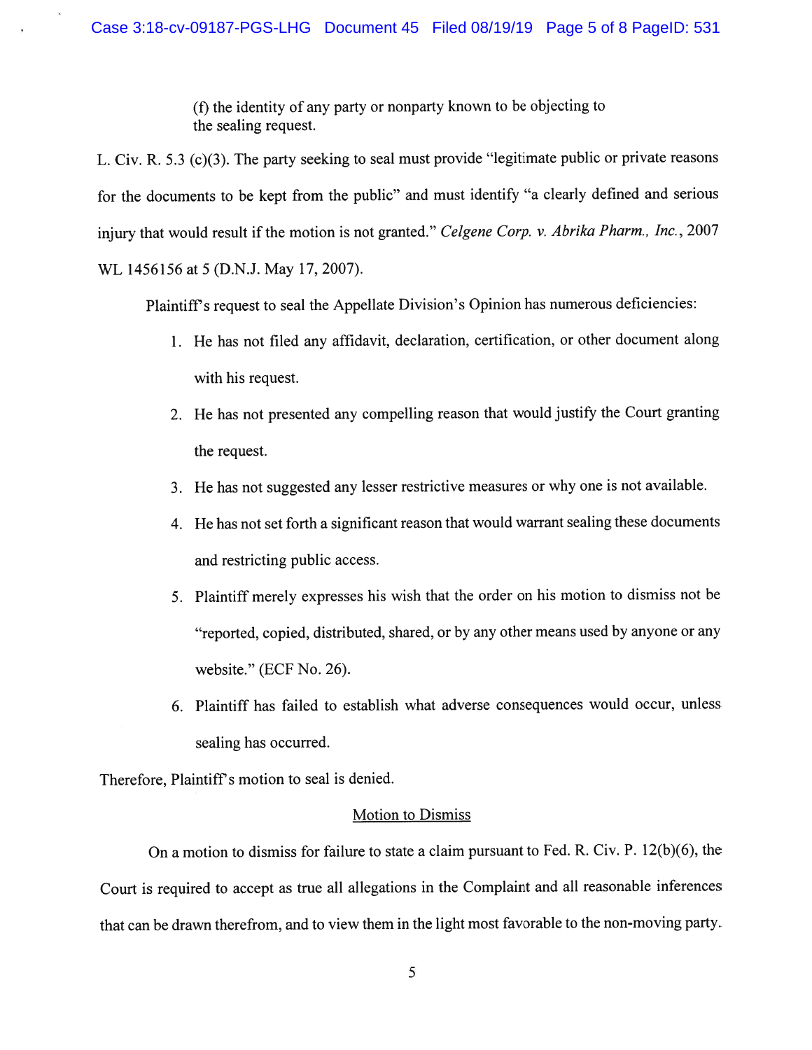(f) the identity of any party or nonparty known to be objecting to the sealing request.

L. Civ. R. 5.3 (c)(3). The party seeking to seal must provide "legitimate public or private reasons for the documents to be kept from the public" and must identify "a clearly defined and serious injury that would result if the motion is not granted." *Celgene Corp. v. Abrika Pharm., Inc.*, 2007 WL 1456156 at 5 (D.N.J. May 17, 2007).

Plaintiff's request to seal the Appellate Division's Opinion has numerous deficiencies:

1. He has not filed any affidavit, declaration, certification, or other document along with his request.
2. He has not presented any compelling reason that would justify the Court granting the request.
3. He has not suggested any lesser restrictive measures or why one is not available.
4. He has not set forth a significant reason that would warrant sealing these documents and restricting public access.
5. Plaintiff merely expresses his wish that the order on his motion to dismiss not be "reported, copied, distributed, shared, or by any other means used by anyone or any website." (ECF No. 26).
6. Plaintiff has failed to establish what adverse consequences would occur, unless sealing has occurred.

Therefore, Plaintiff's motion to seal is denied.

## Motion to Dismiss

On a motion to dismiss for failure to state a claim pursuant to Fed. R. Civ. P. 12(b)(6), the Court is required to accept as true all allegations in the Complaint and all reasonable inferences that can be drawn therefrom, and to view them in the light most favorable to the non-moving party.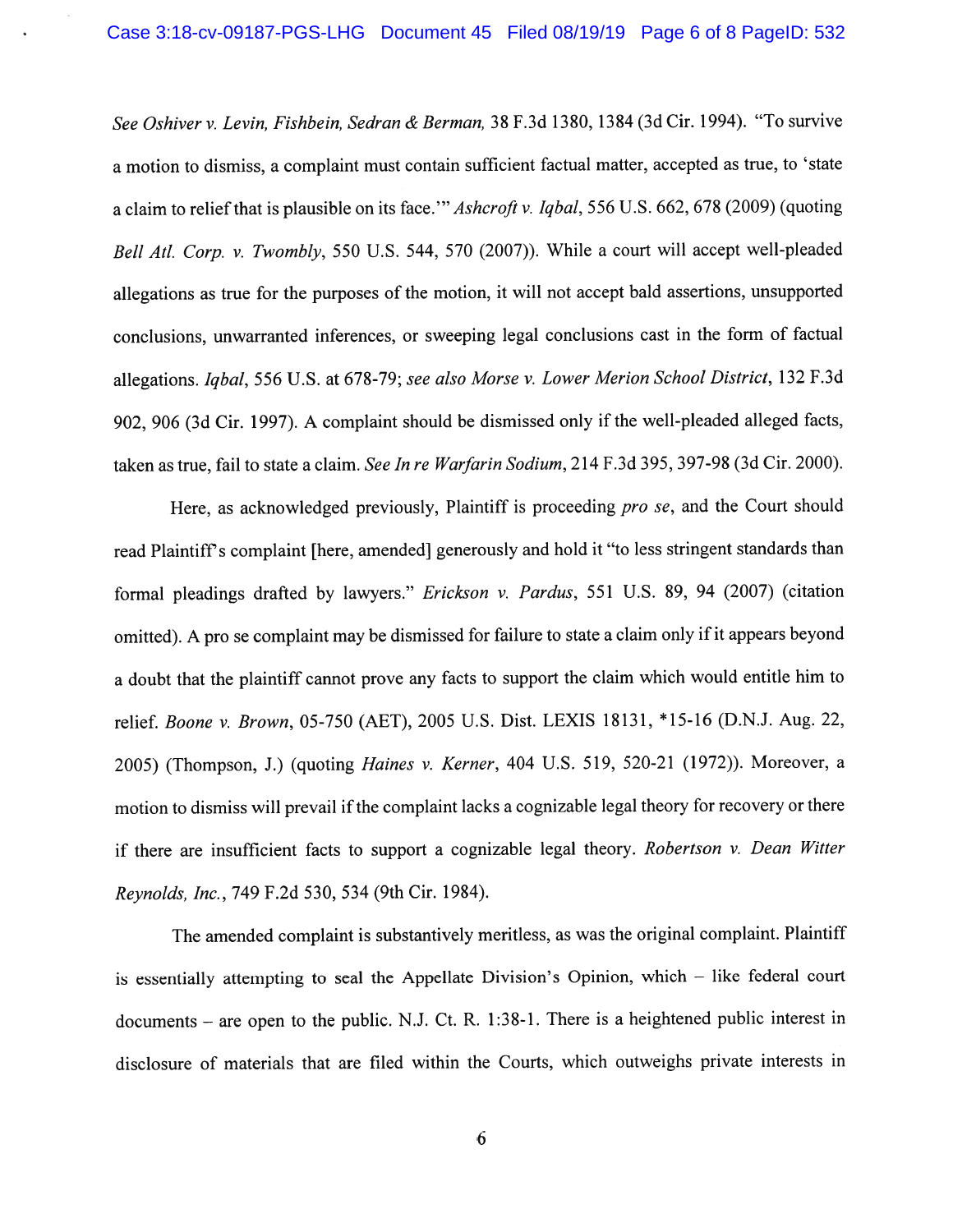*See Oshiver v. Levin, Fishbein, Sedran & Berman*, 38 F.3d 1380, 1384 (3d Cir. 1994). "To survive a motion to dismiss, a complaint must contain sufficient factual matter, accepted as true, to 'state a claim to relief that is plausible on its face.'" *Ashcroft v. Iqbal*, 556 U.S. 662, 678 (2009) (quoting *Bell Atl. Corp. v. Twombly*, 550 U.S. 544, 570 (2007)). While a court will accept well-pleaded allegations as true for the purposes of the motion, it will not accept bald assertions, unsupported conclusions, unwarranted inferences, or sweeping legal conclusions cast in the form of factual allegations. *Iqbal*, 556 U.S. at 678-79; *see also Morse v. Lower Merion School District*, 132 F.3d 902, 906 (3d Cir. 1997). A complaint should be dismissed only if the well-pleaded alleged facts, taken as true, fail to state a claim. *See In re Warfarin Sodium*, 214 F.3d 395, 397-98 (3d Cir. 2000).

Here, as acknowledged previously, Plaintiff is proceeding *pro se*, and the Court should read Plaintiff's complaint [here, amended] generously and hold it "to less stringent standards than formal pleadings drafted by lawyers." *Erickson v. Pardus*, 551 U.S. 89, 94 (2007) (citation omitted). A pro se complaint may be dismissed for failure to state a claim only if it appears beyond a doubt that the plaintiff cannot prove any facts to support the claim which would entitle him to relief. *Boone v. Brown*, 05-750 (AET), 2005 U.S. Dist. LEXIS 18131, *15-16 (D.N.J. Aug. 22, 2005) (Thompson, J.) (quoting *Haines v. Kerner*, 404 U.S. 519, 520-21 (1972)). Moreover, a motion to dismiss will prevail if the complaint lacks a cognizable legal theory for recovery or there if there are insufficient facts to support a cognizable legal theory. *Robertson v. Dean Witter Reynolds, Inc.*, 749 F.2d 530, 534 (9th Cir. 1984).

The amended complaint is substantively meritless, as was the original complaint. Plaintiff is essentially attempting to seal the Appellate Division's Opinion, which – like federal court documents – are open to the public. N.J. Ct. R. 1:38-1. There is a heightened public interest in disclosure of materials that are filed within the Courts, which outweighs private interests in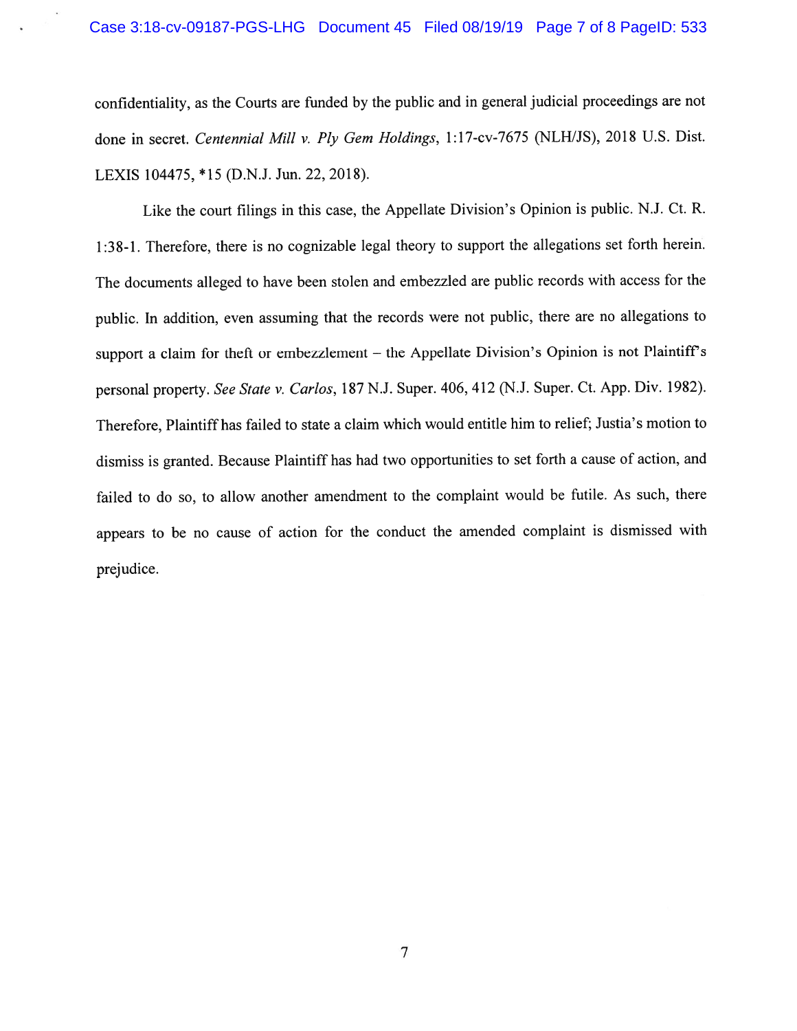confidentiality, as the Courts are funded by the public and in general judicial proceedings are not done in secret. *Centennial Mill v. Ply Gem Holdings*, 1:17-cv-7675 (NLH/JS), 2018 U.S. Dist. LEXIS 104475, *15 (D.N.J. Jun. 22, 2018).

Like the court filings in this case, the Appellate Division's Opinion is public. N.J. Ct. R. 1:38-1. Therefore, there is no cognizable legal theory to support the allegations set forth herein. The documents alleged to have been stolen and embezzled are public records with access for the public. In addition, even assuming that the records were not public, there are no allegations to support a claim for theft or embezzlement – the Appellate Division's Opinion is not Plaintiff's personal property. *See State v. Carlos*, 187 N.J. Super. 406, 412 (N.J. Super. Ct. App. Div. 1982). Therefore, Plaintiff has failed to state a claim which would entitle him to relief; Justia's motion to dismiss is granted. Because Plaintiff has had two opportunities to set forth a cause of action, and failed to do so, to allow another amendment to the complaint would be futile. As such, there appears to be no cause of action for the conduct the amended complaint is dismissed with prejudice.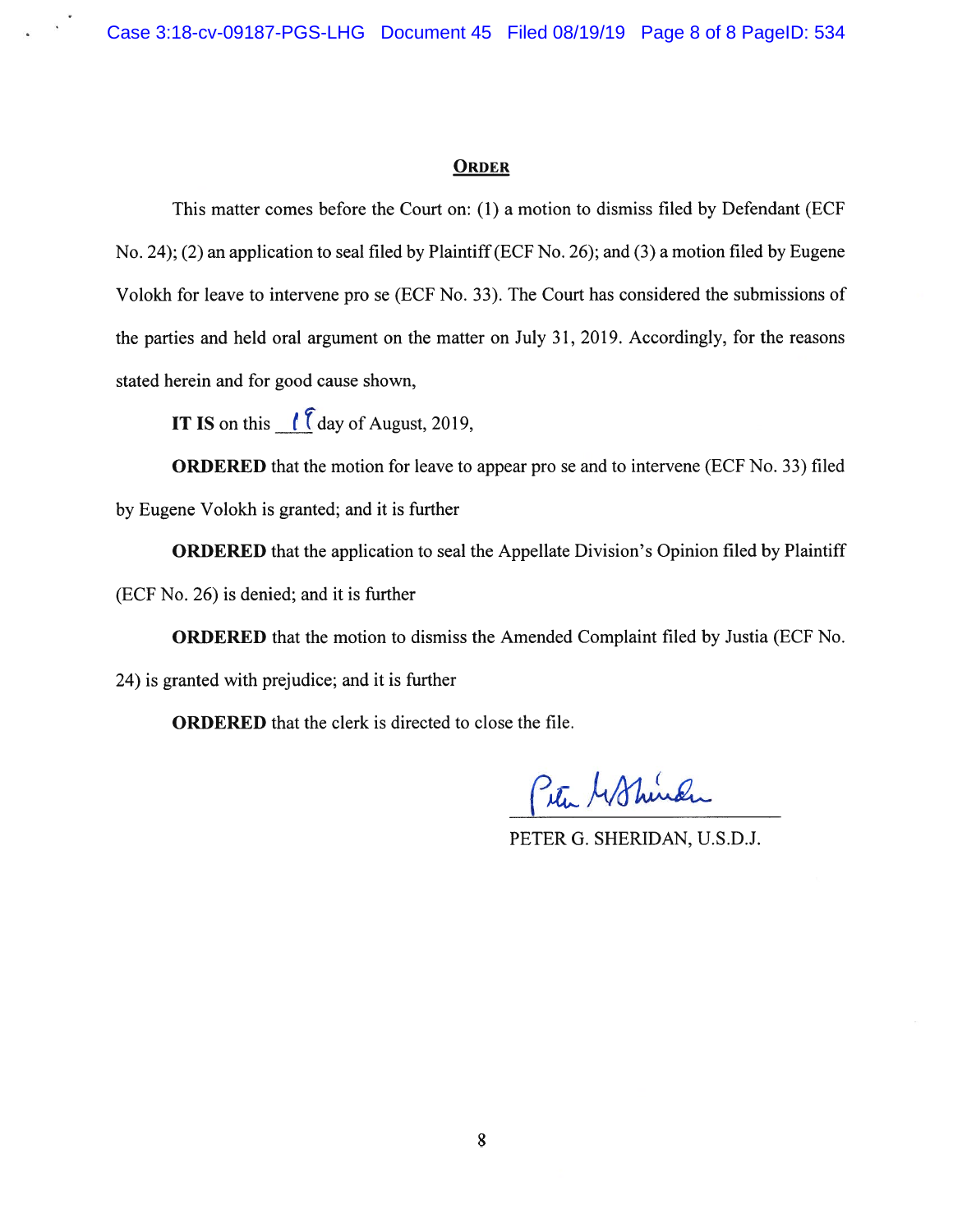## ORDER

This matter comes before the Court on: (1) a motion to dismiss filed by Defendant (ECF No. 24); (2) an application to seal filed by Plaintiff (ECF No. 26); and (3) a motion filed by Eugene Volokh for leave to intervene pro se (ECF No. 33). The Court has considered the submissions of the parties and held oral argument on the matter on July 31, 2019. Accordingly, for the reasons stated herein and for good cause shown,

**IT IS** on this 19 day of August, 2019,

**ORDERED** that the motion for leave to appear pro se and to intervene (ECF No. 33) filed by Eugene Volokh is granted; and it is further

**ORDERED** that the application to seal the Appellate Division's Opinion filed by Plaintiff (ECF No. 26) is denied; and it is further

**ORDERED** that the motion to dismiss the Amended Complaint filed by Justia (ECF No. 24) is granted with prejudice; and it is further

**ORDERED** that the clerk is directed to close the file.

PETER G. SHERIDAN, U.S.D.J.